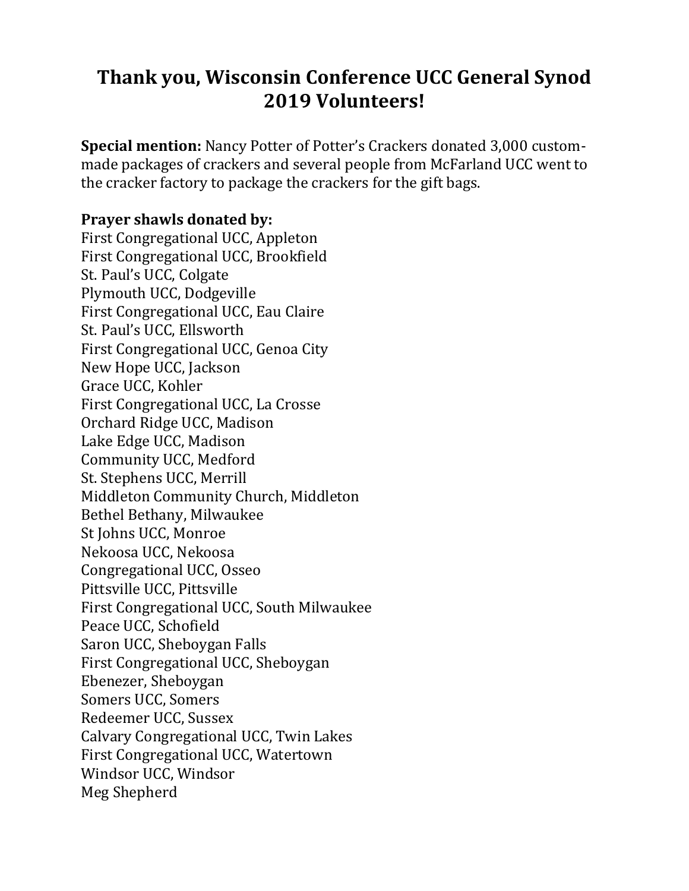# Thank you, Wisconsin Conference UCC General Synod 2019 Volunteers!

**Special mention:** Nancy Potter of Potter's Crackers donated 3,000 custom-made packages of crackers and several people from McFarland UCC went to the cracker factory to package the crackers for the gift bags.

**Prayer shawls donated by:**

First Congregational UCC, Appleton
First Congregational UCC, Brookfield
St. Paul's UCC, Colgate
Plymouth UCC, Dodgeville
First Congregational UCC, Eau Claire
St. Paul's UCC, Ellsworth
First Congregational UCC, Genoa City
New Hope UCC, Jackson
Grace UCC, Kohler
First Congregational UCC, La Crosse
Orchard Ridge UCC, Madison
Lake Edge UCC, Madison
Community UCC, Medford
St. Stephens UCC, Merrill
Middleton Community Church, Middleton
Bethel Bethany, Milwaukee
St Johns UCC, Monroe
Nekoosa UCC, Nekoosa
Congregational UCC, Osseo
Pittsville UCC, Pittsville
First Congregational UCC, South Milwaukee
Peace UCC, Schofield
Saron UCC, Sheboygan Falls
First Congregational UCC, Sheboygan
Ebenezer, Sheboygan
Somers UCC, Somers
Redeemer UCC, Sussex
Calvary Congregational UCC, Twin Lakes
First Congregational UCC, Watertown
Windsor UCC, Windsor
Meg Shepherd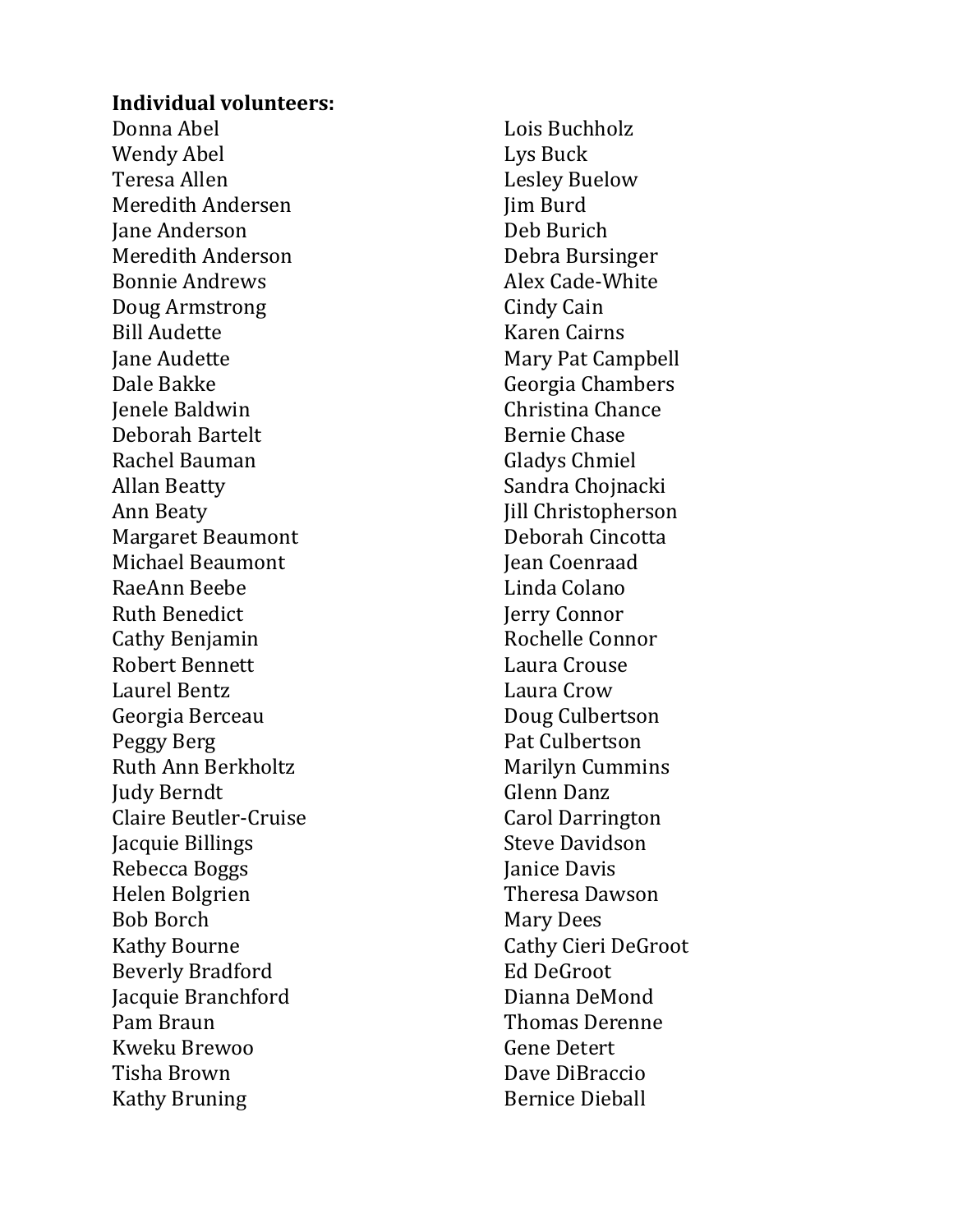**Individual volunteers:**

Donna Abel
Wendy Abel
Teresa Allen
Meredith Andersen
Jane Anderson
Meredith Anderson
Bonnie Andrews
Doug Armstrong
Bill Audette
Jane Audette
Dale Bakke
Jenele Baldwin
Deborah Bartelt
Rachel Bauman
Allan Beatty
Ann Beaty
Margaret Beaumont
Michael Beaumont
RaeAnn Beebe
Ruth Benedict
Cathy Benjamin
Robert Bennett
Laurel Bentz
Georgia Berceau
Peggy Berg
Ruth Ann Berkholtz
Judy Berndt
Claire Beutler-Cruise
Jacquie Billings
Rebecca Boggs
Helen Bolgrien
Bob Borch
Kathy Bourne
Beverly Bradford
Jacquie Branchford
Pam Braun
Kweku Brewoo
Tisha Brown
Kathy Bruning
Lois Buchholz
Lys Buck
Lesley Buelow
Jim Burd
Deb Burich
Debra Bursinger
Alex Cade-White
Cindy Cain
Karen Cairns
Mary Pat Campbell
Georgia Chambers
Christina Chance
Bernie Chase
Gladys Chmiel
Sandra Chojnacki
Jill Christopherson
Deborah Cincotta
Jean Coenraad
Linda Colano
Jerry Connor
Rochelle Connor
Laura Crouse
Laura Crow
Doug Culbertson
Pat Culbertson
Marilyn Cummins
Glenn Danz
Carol Darrington
Steve Davidson
Janice Davis
Theresa Dawson
Mary Dees
Cathy Cieri DeGroot
Ed DeGroot
Dianna DeMond
Thomas Derenne
Gene Detert
Dave DiBraccio
Bernice Dieball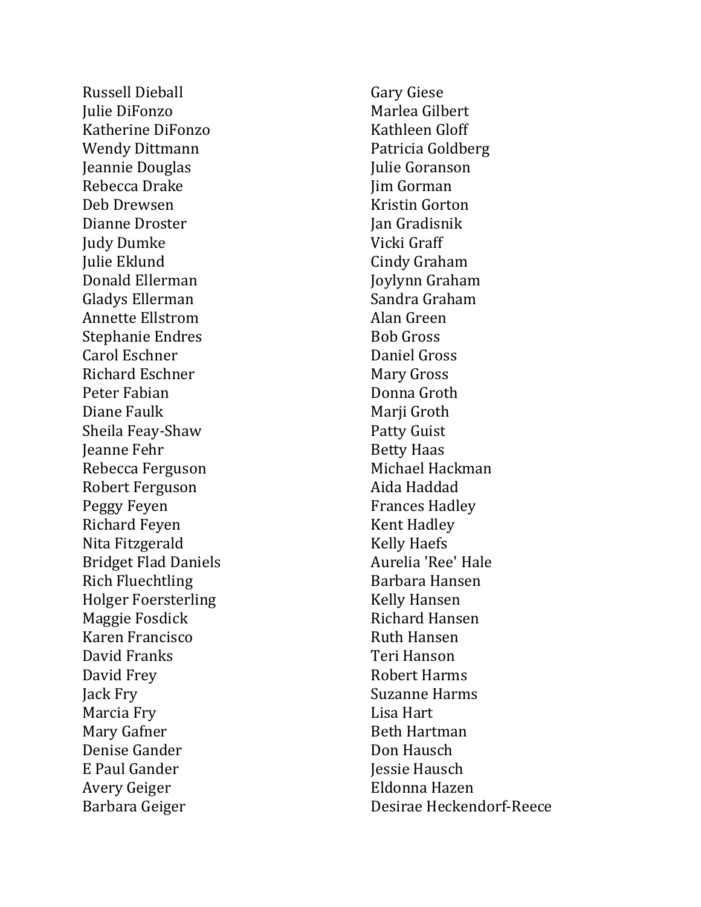Russell Dieball
Julie DiFonzo
Katherine DiFonzo
Wendy Dittmann
Jeannie Douglas
Rebecca Drake
Deb Drewsen
Dianne Droster
Judy Dumke
Julie Eklund
Donald Ellerman
Gladys Ellerman
Annette Ellstrom
Stephanie Endres
Carol Eschner
Richard Eschner
Peter Fabian
Diane Faulk
Sheila Feay-Shaw
Jeanne Fehr
Rebecca Ferguson
Robert Ferguson
Peggy Feyen
Richard Feyen
Nita Fitzgerald
Bridget Flad Daniels
Rich Fluechtling
Holger Foersterling
Maggie Fosdick
Karen Francisco
David Franks
David Frey
Jack Fry
Marcia Fry
Mary Gafner
Denise Gander
E Paul Gander
Avery Geiger
Barbara Geiger
Gary Giese
Marlea Gilbert
Kathleen Gloff
Patricia Goldberg
Julie Goranson
Jim Gorman
Kristin Gorton
Jan Gradisnik
Vicki Graff
Cindy Graham
Joylynn Graham
Sandra Graham
Alan Green
Bob Gross
Daniel Gross
Mary Gross
Donna Groth
Marji Groth
Patty Guist
Betty Haas
Michael Hackman
Aida Haddad
Frances Hadley
Kent Hadley
Kelly Haefs
Aurelia 'Ree' Hale
Barbara Hansen
Kelly Hansen
Richard Hansen
Ruth Hansen
Teri Hanson
Robert Harms
Suzanne Harms
Lisa Hart
Beth Hartman
Don Hausch
Jessie Hausch
Eldonna Hazen
Desirae Heckendorf-Reece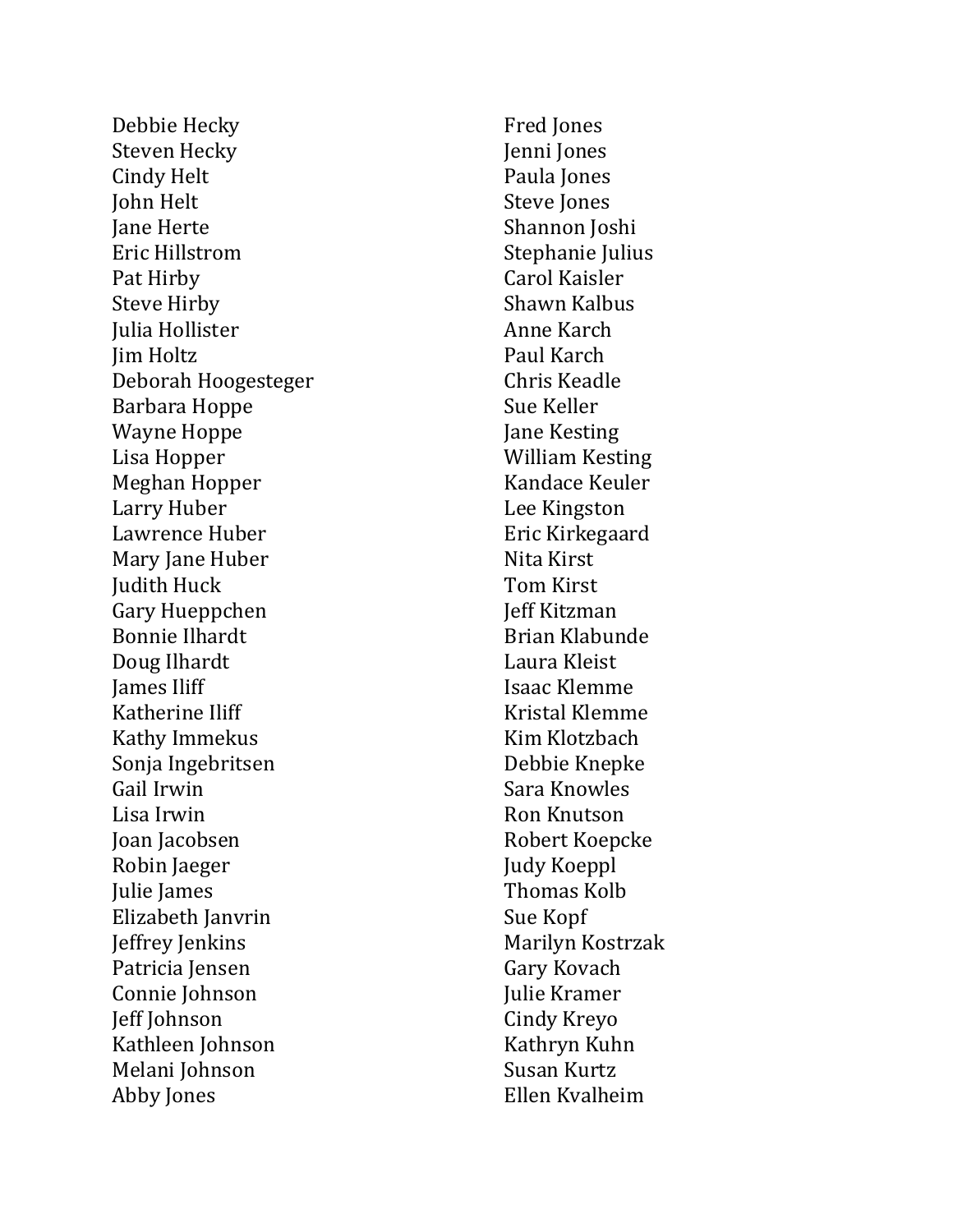Debbie Hecky
Steven Hecky
Cindy Helt
John Helt
Jane Herte
Eric Hillstrom
Pat Hirby
Steve Hirby
Julia Hollister
Jim Holtz
Deborah Hoogesteger
Barbara Hoppe
Wayne Hoppe
Lisa Hopper
Meghan Hopper
Larry Huber
Lawrence Huber
Mary Jane Huber
Judith Huck
Gary Hueppchen
Bonnie Ilhardt
Doug Ilhardt
James Iliff
Katherine Iliff
Kathy Immekus
Sonja Ingebritsen
Gail Irwin
Lisa Irwin
Joan Jacobsen
Robin Jaeger
Julie James
Elizabeth Janvrin
Jeffrey Jenkins
Patricia Jensen
Connie Johnson
Jeff Johnson
Kathleen Johnson
Melani Johnson
Abby Jones
Fred Jones
Jenni Jones
Paula Jones
Steve Jones
Shannon Joshi
Stephanie Julius
Carol Kaisler
Shawn Kalbus
Anne Karch
Paul Karch
Chris Keadle
Sue Keller
Jane Kesting
William Kesting
Kandace Keuler
Lee Kingston
Eric Kirkegaard
Nita Kirst
Tom Kirst
Jeff Kitzman
Brian Klabunde
Laura Kleist
Isaac Klemme
Kristal Klemme
Kim Klotzbach
Debbie Knepke
Sara Knowles
Ron Knutson
Robert Koepcke
Judy Koeppl
Thomas Kolb
Sue Kopf
Marilyn Kostrzak
Gary Kovach
Julie Kramer
Cindy Kreyo
Kathryn Kuhn
Susan Kurtz
Ellen Kvalheim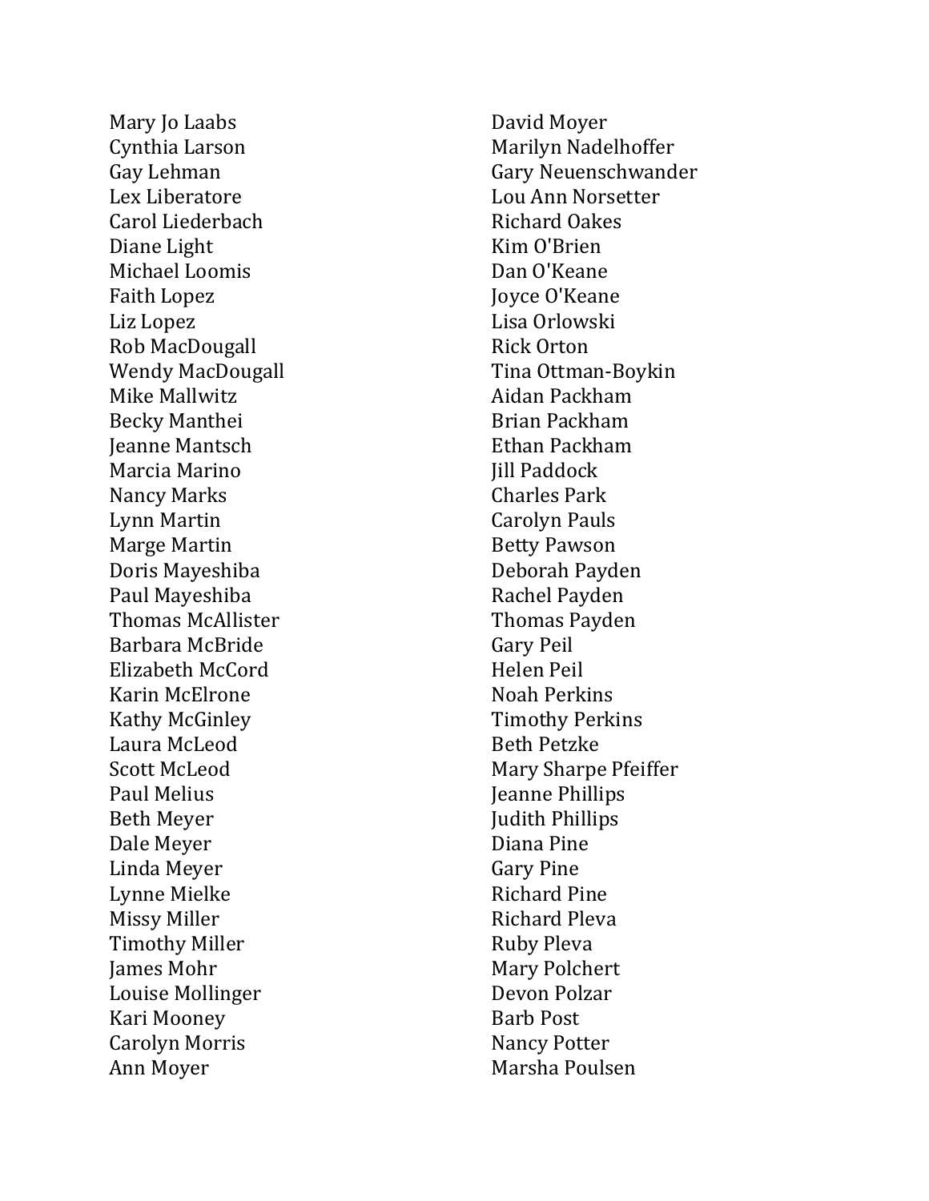Mary Jo Laabs
Cynthia Larson
Gay Lehman
Lex Liberatore
Carol Liederbach
Diane Light
Michael Loomis
Faith Lopez
Liz Lopez
Rob MacDougall
Wendy MacDougall
Mike Mallwitz
Becky Manthei
Jeanne Mantsch
Marcia Marino
Nancy Marks
Lynn Martin
Marge Martin
Doris Mayeshiba
Paul Mayeshiba
Thomas McAllister
Barbara McBride
Elizabeth McCord
Karin McElrone
Kathy McGinley
Laura McLeod
Scott McLeod
Paul Melius
Beth Meyer
Dale Meyer
Linda Meyer
Lynne Mielke
Missy Miller
Timothy Miller
James Mohr
Louise Mollinger
Kari Mooney
Carolyn Morris
Ann Moyer
David Moyer
Marilyn Nadelhoffer
Gary Neuenschwander
Lou Ann Norsetter
Richard Oakes
Kim O'Brien
Dan O'Keane
Joyce O'Keane
Lisa Orlowski
Rick Orton
Tina Ottman-Boykin
Aidan Packham
Brian Packham
Ethan Packham
Jill Paddock
Charles Park
Carolyn Pauls
Betty Pawson
Deborah Payden
Rachel Payden
Thomas Payden
Gary Peil
Helen Peil
Noah Perkins
Timothy Perkins
Beth Petzke
Mary Sharpe Pfeiffer
Jeanne Phillips
Judith Phillips
Diana Pine
Gary Pine
Richard Pine
Richard Pleva
Ruby Pleva
Mary Polchert
Devon Polzar
Barb Post
Nancy Potter
Marsha Poulsen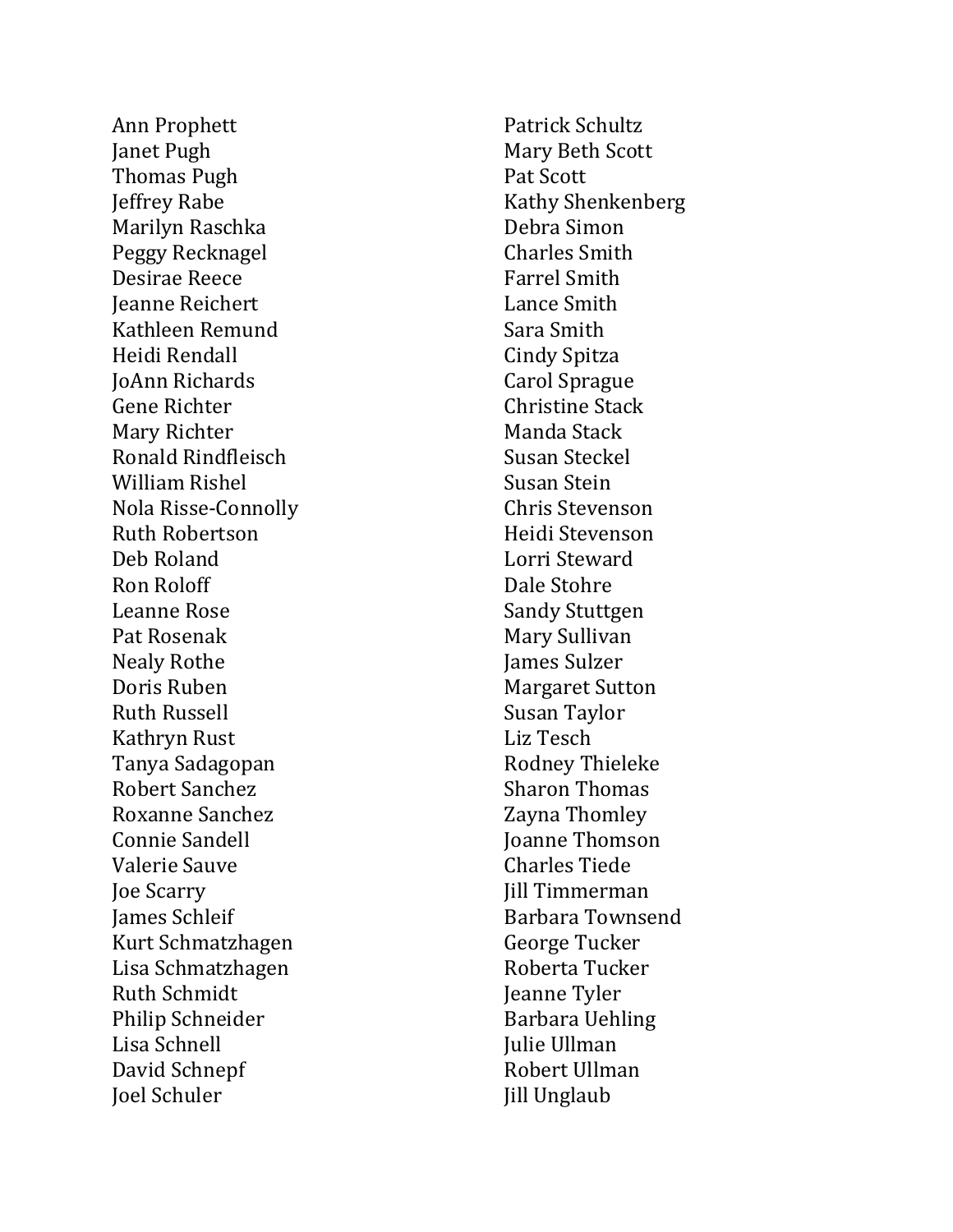Ann Prophett
Janet Pugh
Thomas Pugh
Jeffrey Rabe
Marilyn Raschka
Peggy Recknagel
Desirae Reece
Jeanne Reichert
Kathleen Remund
Heidi Rendall
JoAnn Richards
Gene Richter
Mary Richter
Ronald Rindfleisch
William Rishel
Nola Risse-Connolly
Ruth Robertson
Deb Roland
Ron Roloff
Leanne Rose
Pat Rosenak
Nealy Rothe
Doris Ruben
Ruth Russell
Kathryn Rust
Tanya Sadagopan
Robert Sanchez
Roxanne Sanchez
Connie Sandell
Valerie Sauve
Joe Scarry
James Schleif
Kurt Schmatzhagen
Lisa Schmatzhagen
Ruth Schmidt
Philip Schneider
Lisa Schnell
David Schnepf
Joel Schuler
Patrick Schultz
Mary Beth Scott
Pat Scott
Kathy Shenkenberg
Debra Simon
Charles Smith
Farrel Smith
Lance Smith
Sara Smith
Cindy Spitza
Carol Sprague
Christine Stack
Manda Stack
Susan Steckel
Susan Stein
Chris Stevenson
Heidi Stevenson
Lorri Steward
Dale Stohre
Sandy Stuttgen
Mary Sullivan
James Sulzer
Margaret Sutton
Susan Taylor
Liz Tesch
Rodney Thieleke
Sharon Thomas
Zayna Thomley
Joanne Thomson
Charles Tiede
Jill Timmerman
Barbara Townsend
George Tucker
Roberta Tucker
Jeanne Tyler
Barbara Uehling
Julie Ullman
Robert Ullman
Jill Unglaub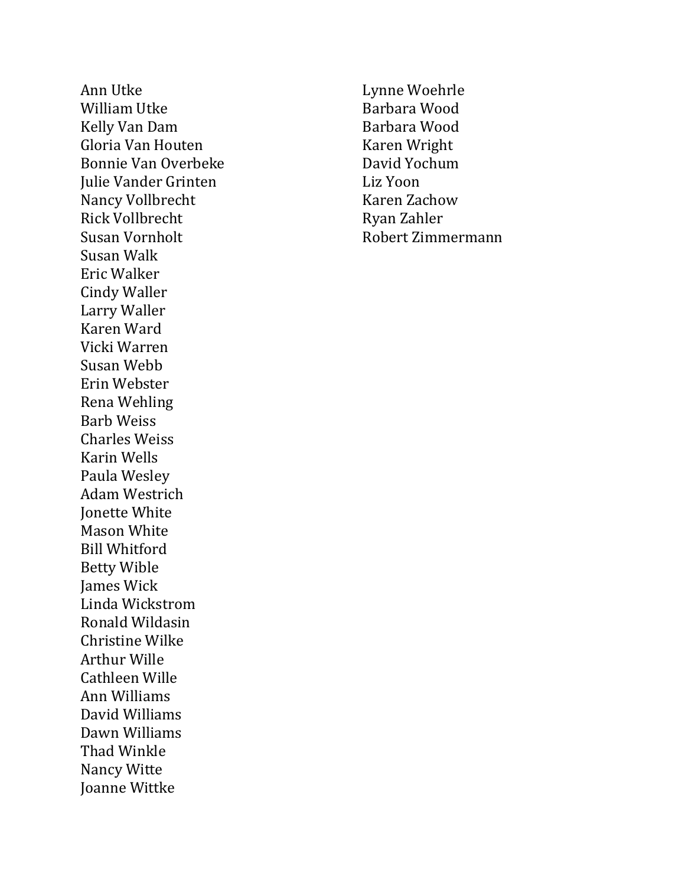Ann Utke
William Utke
Kelly Van Dam
Gloria Van Houten
Bonnie Van Overbeke
Julie Vander Grinten
Nancy Vollbrecht
Rick Vollbrecht
Susan Vornholt
Susan Walk
Eric Walker
Cindy Waller
Larry Waller
Karen Ward
Vicki Warren
Susan Webb
Erin Webster
Rena Wehling
Barb Weiss
Charles Weiss
Karin Wells
Paula Wesley
Adam Westrich
Jonette White
Mason White
Bill Whitford
Betty Wible
James Wick
Linda Wickstrom
Ronald Wildasin
Christine Wilke
Arthur Wille
Cathleen Wille
Ann Williams
David Williams
Dawn Williams
Thad Winkle
Nancy Witte
Joanne Wittke
Lynne Woehrle
Barbara Wood
Barbara Wood
Karen Wright
David Yochum
Liz Yoon
Karen Zachow
Ryan Zahler
Robert Zimmermann